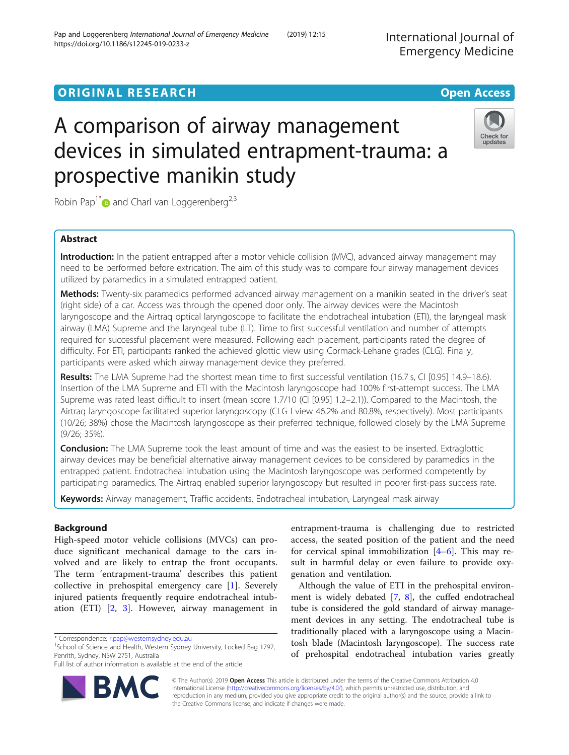ORIGINAL RESEARCH

Open Access

# A comparison of airway management devices in simulated entrapment-trauma: a prospective manikin study

Robin Pap[1*] and Charl van Loggerenberg[2,3]

## Abstract

**Introduction:** In the patient entrapped after a motor vehicle collision (MVC), advanced airway management may need to be performed before extrication. The aim of this study was to compare four airway management devices utilized by paramedics in a simulated entrapped patient.

**Methods:** Twenty-six paramedics performed advanced airway management on a manikin seated in the driver's seat (right side) of a car. Access was through the opened door only. The airway devices were the Macintosh laryngoscope and the Airtraq optical laryngoscope to facilitate the endotracheal intubation (ETI), the laryngeal mask airway (LMA) Supreme and the laryngeal tube (LT). Time to first successful ventilation and number of attempts required for successful placement were measured. Following each placement, participants rated the degree of difficulty. For ETI, participants ranked the achieved glottic view using Cormack-Lehane grades (CLG). Finally, participants were asked which airway management device they preferred.

**Results:** The LMA Supreme had the shortest mean time to first successful ventilation (16.7 s, CI [0.95] 14.9–18.6). Insertion of the LMA Supreme and ETI with the Macintosh laryngoscope had 100% first-attempt success. The LMA Supreme was rated least difficult to insert (mean score 1.7/10 (CI [0.95] 1.2–2.1)). Compared to the Macintosh, the Airtraq laryngoscope facilitated superior laryngoscopy (CLG I view 46.2% and 80.8%, respectively). Most participants (10/26; 38%) chose the Macintosh laryngoscope as their preferred technique, followed closely by the LMA Supreme (9/26; 35%).

**Conclusion:** The LMA Supreme took the least amount of time and was the easiest to be inserted. Extraglottic airway devices may be beneficial alternative airway management devices to be considered by paramedics in the entrapped patient. Endotracheal intubation using the Macintosh laryngoscope was performed competently by participating paramedics. The Airtraq enabled superior laryngoscopy but resulted in poorer first-pass success rate.

**Keywords:** Airway management, Traffic accidents, Endotracheal intubation, Laryngeal mask airway

## Background

High-speed motor vehicle collisions (MVCs) can produce significant mechanical damage to the cars involved and are likely to entrap the front occupants. The term 'entrapment-trauma' describes this patient collective in prehospital emergency care [1]. Severely injured patients frequently require endotracheal intubation (ETI) [2, 3]. However, airway management in entrapment-trauma is challenging due to restricted access, the seated position of the patient and the need for cervical spinal immobilization [4–6]. This may result in harmful delay or even failure to provide oxygenation and ventilation.

Although the value of ETI in the prehospital environment is widely debated [7, 8], the cuffed endotracheal tube is considered the gold standard of airway management devices in any setting. The endotracheal tube is traditionally placed with a laryngoscope using a Macintosh blade (Macintosh laryngoscope). The success rate of prehospital endotracheal intubation varies greatly

\* Correspondence: r.pap@westernsydney.edu.au
[1]School of Science and Health, Western Sydney University, Locked Bag 1797, Penrith, Sydney, NSW 2751, Australia
Full list of author information is available at the end of the article

© The Author(s). 2019 **Open Access** This article is distributed under the terms of the Creative Commons Attribution 4.0 International License (http://creativecommons.org/licenses/by/4.0/), which permits unrestricted use, distribution, and reproduction in any medium, provided you give appropriate credit to the original author(s) and the source, provide a link to the Creative Commons license, and indicate if changes were made.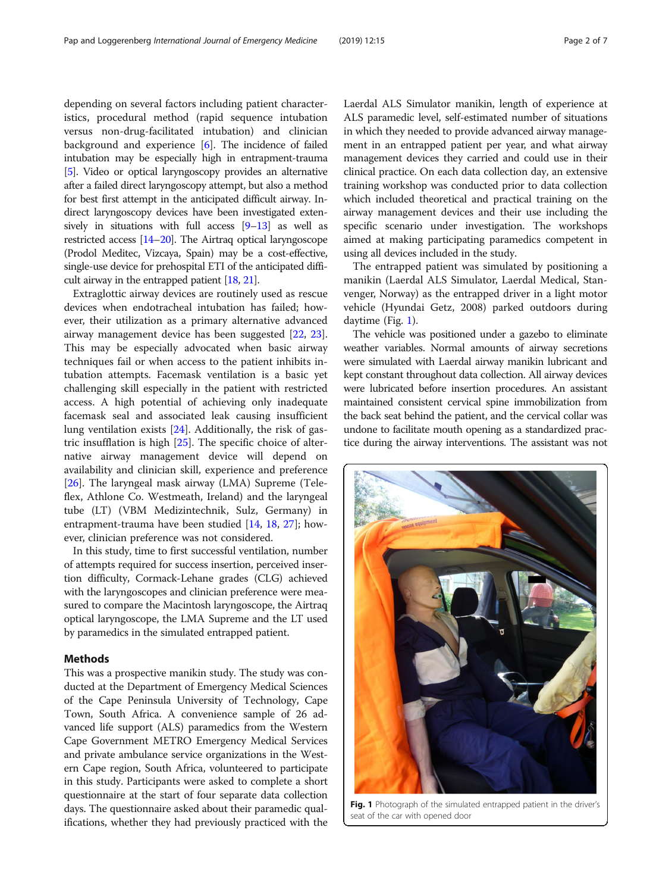depending on several factors including patient characteristics, procedural method (rapid sequence intubation versus non-drug-facilitated intubation) and clinician background and experience [6]. The incidence of failed intubation may be especially high in entrapment-trauma [5]. Video or optical laryngoscopy provides an alternative after a failed direct laryngoscopy attempt, but also a method for best first attempt in the anticipated difficult airway. Indirect laryngoscopy devices have been investigated extensively in situations with full access [9–13] as well as restricted access [14–20]. The Airtraq optical laryngoscope (Prodol Meditec, Vizcaya, Spain) may be a cost-effective, single-use device for prehospital ETI of the anticipated difficult airway in the entrapped patient [18, 21].

Extraglottic airway devices are routinely used as rescue devices when endotracheal intubation has failed; however, their utilization as a primary alternative advanced airway management device has been suggested [22, 23]. This may be especially advocated when basic airway techniques fail or when access to the patient inhibits intubation attempts. Facemask ventilation is a basic yet challenging skill especially in the patient with restricted access. A high potential of achieving only inadequate facemask seal and associated leak causing insufficient lung ventilation exists [24]. Additionally, the risk of gastric insufflation is high [25]. The specific choice of alternative airway management device will depend on availability and clinician skill, experience and preference [26]. The laryngeal mask airway (LMA) Supreme (Teleflex, Athlone Co. Westmeath, Ireland) and the laryngeal tube (LT) (VBM Medizintechnik, Sulz, Germany) in entrapment-trauma have been studied [14, 18, 27]; however, clinician preference was not considered.

In this study, time to first successful ventilation, number of attempts required for success insertion, perceived insertion difficulty, Cormack-Lehane grades (CLG) achieved with the laryngoscopes and clinician preference were measured to compare the Macintosh laryngoscope, the Airtraq optical laryngoscope, the LMA Supreme and the LT used by paramedics in the simulated entrapped patient.

## Methods

This was a prospective manikin study. The study was conducted at the Department of Emergency Medical Sciences of the Cape Peninsula University of Technology, Cape Town, South Africa. A convenience sample of 26 advanced life support (ALS) paramedics from the Western Cape Government METRO Emergency Medical Services and private ambulance service organizations in the Western Cape region, South Africa, volunteered to participate in this study. Participants were asked to complete a short questionnaire at the start of four separate data collection days. The questionnaire asked about their paramedic qualifications, whether they had previously practiced with the Laerdal ALS Simulator manikin, length of experience at ALS paramedic level, self-estimated number of situations in which they needed to provide advanced airway management in an entrapped patient per year, and what airway management devices they carried and could use in their clinical practice. On each data collection day, an extensive training workshop was conducted prior to data collection which included theoretical and practical training on the airway management devices and their use including the specific scenario under investigation. The workshops aimed at making participating paramedics competent in using all devices included in the study.

The entrapped patient was simulated by positioning a manikin (Laerdal ALS Simulator, Laerdal Medical, Stanvenger, Norway) as the entrapped driver in a light motor vehicle (Hyundai Getz, 2008) parked outdoors during daytime (Fig. 1).

The vehicle was positioned under a gazebo to eliminate weather variables. Normal amounts of airway secretions were simulated with Laerdal airway manikin lubricant and kept constant throughout data collection. All airway devices were lubricated before insertion procedures. An assistant maintained consistent cervical spine immobilization from the back seat behind the patient, and the cervical collar was undone to facilitate mouth opening as a standardized practice during the airway interventions. The assistant was not

**Fig. 1** Photograph of the simulated entrapped patient in the driver's seat of the car with opened door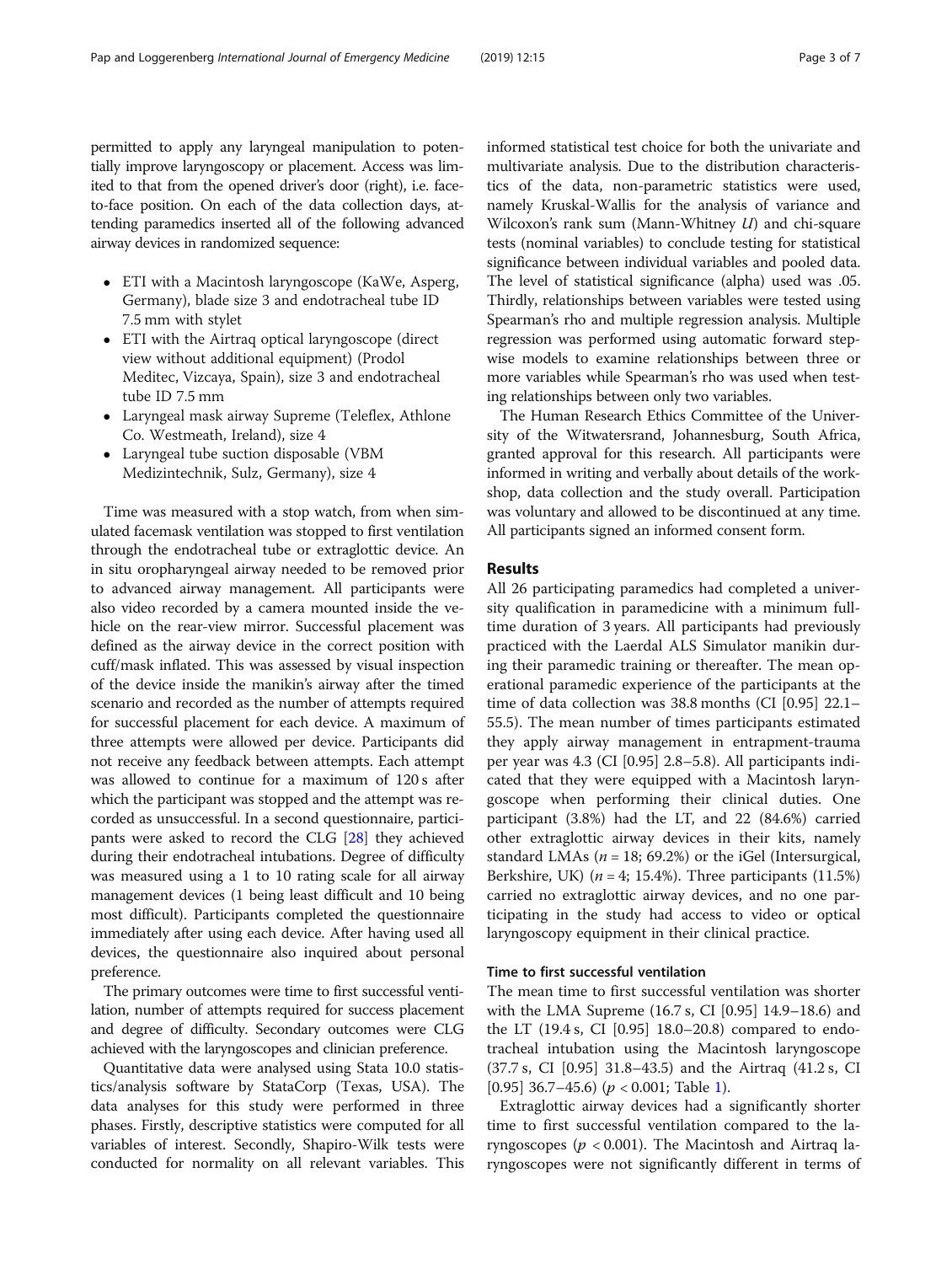permitted to apply any laryngeal manipulation to potentially improve laryngoscopy or placement. Access was limited to that from the opened driver's door (right), i.e. face-to-face position. On each of the data collection days, attending paramedics inserted all of the following advanced airway devices in randomized sequence:

- ETI with a Macintosh laryngoscope (KaWe, Asperg, Germany), blade size 3 and endotracheal tube ID 7.5 mm with stylet
- ETI with the Airtraq optical laryngoscope (direct view without additional equipment) (Prodol Meditec, Vizcaya, Spain), size 3 and endotracheal tube ID 7.5 mm
- Laryngeal mask airway Supreme (Teleflex, Athlone Co. Westmeath, Ireland), size 4
- Laryngeal tube suction disposable (VBM Medizintechnik, Sulz, Germany), size 4

Time was measured with a stop watch, from when simulated facemask ventilation was stopped to first ventilation through the endotracheal tube or extraglottic device. An in situ oropharyngeal airway needed to be removed prior to advanced airway management. All participants were also video recorded by a camera mounted inside the vehicle on the rear-view mirror. Successful placement was defined as the airway device in the correct position with cuff/mask inflated. This was assessed by visual inspection of the device inside the manikin's airway after the timed scenario and recorded as the number of attempts required for successful placement for each device. A maximum of three attempts were allowed per device. Participants did not receive any feedback between attempts. Each attempt was allowed to continue for a maximum of 120 s after which the participant was stopped and the attempt was recorded as unsuccessful. In a second questionnaire, participants were asked to record the CLG [28] they achieved during their endotracheal intubations. Degree of difficulty was measured using a 1 to 10 rating scale for all airway management devices (1 being least difficult and 10 being most difficult). Participants completed the questionnaire immediately after using each device. After having used all devices, the questionnaire also inquired about personal preference.

The primary outcomes were time to first successful ventilation, number of attempts required for success placement and degree of difficulty. Secondary outcomes were CLG achieved with the laryngoscopes and clinician preference.

Quantitative data were analysed using Stata 10.0 statistics/analysis software by StataCorp (Texas, USA). The data analyses for this study were performed in three phases. Firstly, descriptive statistics were computed for all variables of interest. Secondly, Shapiro-Wilk tests were conducted for normality on all relevant variables. This informed statistical test choice for both the univariate and multivariate analysis. Due to the distribution characteristics of the data, non-parametric statistics were used, namely Kruskal-Wallis for the analysis of variance and Wilcoxon's rank sum (Mann-Whitney $U$) and chi-square tests (nominal variables) to conclude testing for statistical significance between individual variables and pooled data. The level of statistical significance (alpha) used was .05. Thirdly, relationships between variables were tested using Spearman's rho and multiple regression analysis. Multiple regression was performed using automatic forward stepwise models to examine relationships between three or more variables while Spearman's rho was used when testing relationships between only two variables.

The Human Research Ethics Committee of the University of the Witwatersrand, Johannesburg, South Africa, granted approval for this research. All participants were informed in writing and verbally about details of the workshop, data collection and the study overall. Participation was voluntary and allowed to be discontinued at any time. All participants signed an informed consent form.

## Results

All 26 participating paramedics had completed a university qualification in paramedicine with a minimum full-time duration of 3 years. All participants had previously practiced with the Laerdal ALS Simulator manikin during their paramedic training or thereafter. The mean operational paramedic experience of the participants at the time of data collection was 38.8 months (CI [0.95] 22.1–55.5). The mean number of times participants estimated they apply airway management in entrapment-trauma per year was 4.3 (CI [0.95] 2.8–5.8). All participants indicated that they were equipped with a Macintosh laryngoscope when performing their clinical duties. One participant (3.8%) had the LT, and 22 (84.6%) carried other extraglottic airway devices in their kits, namely standard LMAs ($n = 18$; 69.2%) or the iGel (Intersurgical, Berkshire, UK) ($n = 4$; 15.4%). Three participants (11.5%) carried no extraglottic airway devices, and no one participating in the study had access to video or optical laryngoscopy equipment in their clinical practice.

### Time to first successful ventilation

The mean time to first successful ventilation was shorter with the LMA Supreme (16.7 s, CI [0.95] 14.9–18.6) and the LT (19.4 s, CI [0.95] 18.0–20.8) compared to endotracheal intubation using the Macintosh laryngoscope (37.7 s, CI [0.95] 31.8–43.5) and the Airtraq (41.2 s, CI [0.95] 36.7–45.6) ($p < 0.001$; Table 1).

Extraglottic airway devices had a significantly shorter time to first successful ventilation compared to the laryngoscopes ($p < 0.001$). The Macintosh and Airtraq laryngoscopes were not significantly different in terms of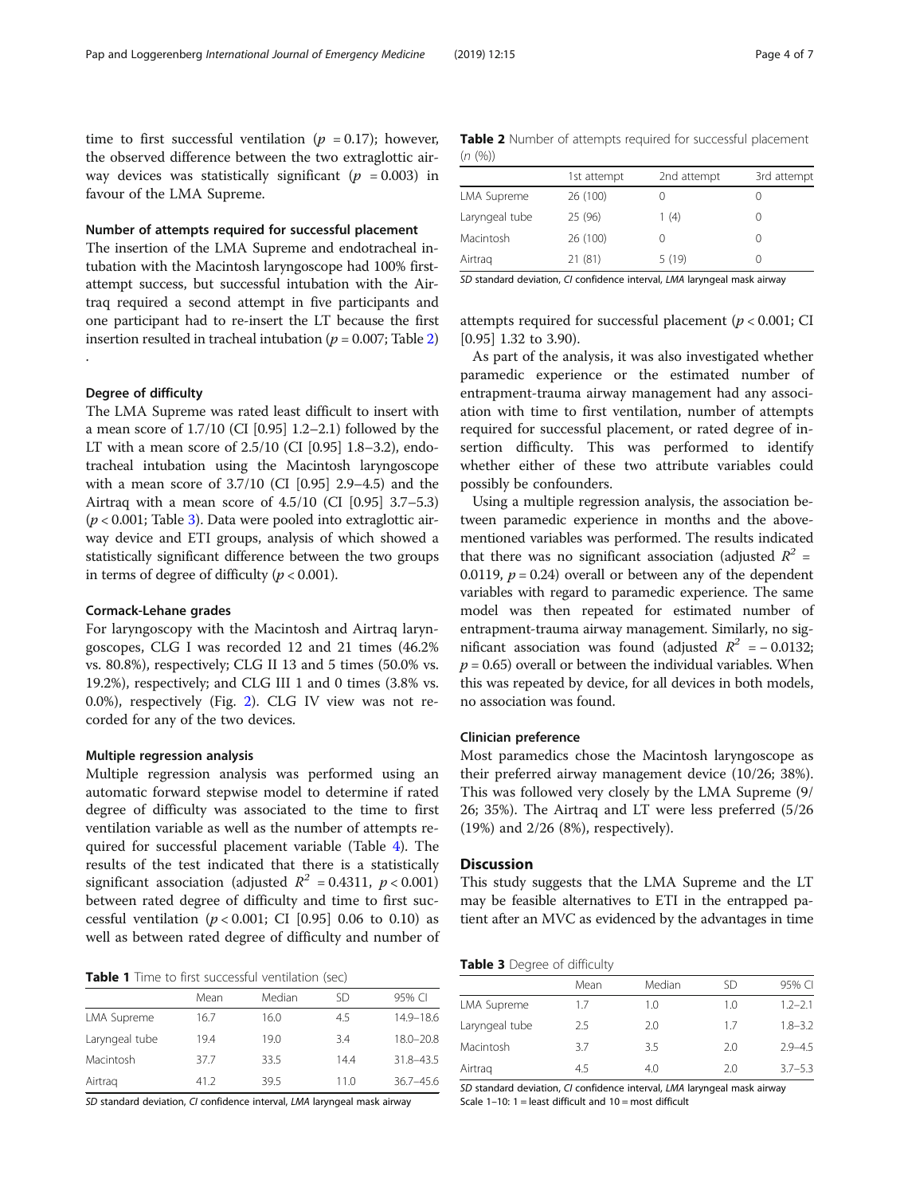time to first successful ventilation ($p = 0.17$); however, the observed difference between the two extraglottic airway devices was statistically significant ($p = 0.003$) in favour of the LMA Supreme.

#### Number of attempts required for successful placement

The insertion of the LMA Supreme and endotracheal intubation with the Macintosh laryngoscope had 100% first-attempt success, but successful intubation with the Airtraq required a second attempt in five participants and one participant had to re-insert the LT because the first insertion resulted in tracheal intubation ($p = 0.007$; Table 2).

#### Degree of difficulty

The LMA Supreme was rated least difficult to insert with a mean score of 1.7/10 (CI [0.95] 1.2–2.1) followed by the LT with a mean score of 2.5/10 (CI [0.95] 1.8–3.2), endotracheal intubation using the Macintosh laryngoscope with a mean score of 3.7/10 (CI [0.95] 2.9–4.5) and the Airtraq with a mean score of 4.5/10 (CI [0.95] 3.7–5.3) ($p < 0.001$; Table 3). Data were pooled into extraglottic airway device and ETI groups, analysis of which showed a statistically significant difference between the two groups in terms of degree of difficulty ($p < 0.001$).

#### Cormack-Lehane grades

For laryngoscopy with the Macintosh and Airtraq laryngoscopes, CLG I was recorded 12 and 21 times (46.2% vs. 80.8%), respectively; CLG II 13 and 5 times (50.0% vs. 19.2%), respectively; and CLG III 1 and 0 times (3.8% vs. 0.0%), respectively (Fig. 2). CLG IV view was not recorded for any of the two devices.

#### Multiple regression analysis

Multiple regression analysis was performed using an automatic forward stepwise model to determine if rated degree of difficulty was associated to the time to first ventilation variable as well as the number of attempts required for successful placement variable (Table 4). The results of the test indicated that there is a statistically significant association (adjusted $R^2 = 0.4311$, $p < 0.001$) between rated degree of difficulty and time to first successful ventilation ($p < 0.001$; CI [0.95] 0.06 to 0.10) as well as between rated degree of difficulty and number of attempts required for successful placement ($p < 0.001$; CI [0.95] 1.32 to 3.90).

As part of the analysis, it was also investigated whether paramedic experience or the estimated number of entrapment-trauma airway management had any association with time to first ventilation, number of attempts required for successful placement, or rated degree of insertion difficulty. This was performed to identify whether either of these two attribute variables could possibly be confounders.

Using a multiple regression analysis, the association between paramedic experience in months and the above-mentioned variables was performed. The results indicated that there was no significant association (adjusted $R^2 = 0.0119$, $p = 0.24$) overall or between any of the dependent variables with regard to paramedic experience. The same model was then repeated for estimated number of entrapment-trauma airway management. Similarly, no significant association was found (adjusted $R^2 = -0.0132$; $p = 0.65$) overall or between the individual variables. When this was repeated by device, for all devices in both models, no association was found.

#### Clinician preference

Most paramedics chose the Macintosh laryngoscope as their preferred airway management device (10/26; 38%). This was followed very closely by the LMA Supreme (9/26; 35%). The Airtraq and LT were less preferred (5/26 (19%) and 2/26 (8%), respectively).

## Discussion

This study suggests that the LMA Supreme and the LT may be feasible alternatives to ETI in the entrapped patient after an MVC as evidenced by the advantages in time

**Table 1** Time to first successful ventilation (sec)

| | Mean | Median | SD | 95% CI |
|---|---|---|---|---|
| LMA Supreme | 16.7 | 16.0 | 4.5 | 14.9–18.6 |
| Laryngeal tube | 19.4 | 19.0 | 3.4 | 18.0–20.8 |
| Macintosh | 37.7 | 33.5 | 14.4 | 31.8–43.5 |
| Airtraq | 41.2 | 39.5 | 11.0 | 36.7–45.6 |

*SD* standard deviation, *CI* confidence interval, *LMA* laryngeal mask airway

**Table 2** Number of attempts required for successful placement (*n* (%))

| | 1st attempt | 2nd attempt | 3rd attempt |
|---|---|---|---|
| LMA Supreme | 26 (100) | 0 | 0 |
| Laryngeal tube | 25 (96) | 1 (4) | 0 |
| Macintosh | 26 (100) | 0 | 0 |
| Airtraq | 21 (81) | 5 (19) | 0 |

*SD* standard deviation, *CI* confidence interval, *LMA* laryngeal mask airway

**Table 3** Degree of difficulty

| | Mean | Median | SD | 95% CI |
|---|---|---|---|---|
| LMA Supreme | 1.7 | 1.0 | 1.0 | 1.2–2.1 |
| Laryngeal tube | 2.5 | 2.0 | 1.7 | 1.8–3.2 |
| Macintosh | 3.7 | 3.5 | 2.0 | 2.9–4.5 |
| Airtraq | 4.5 | 4.0 | 2.0 | 3.7–5.3 |

*SD* standard deviation, *CI* confidence interval, *LMA* laryngeal mask airway
Scale 1–10: 1 = least difficult and 10 = most difficult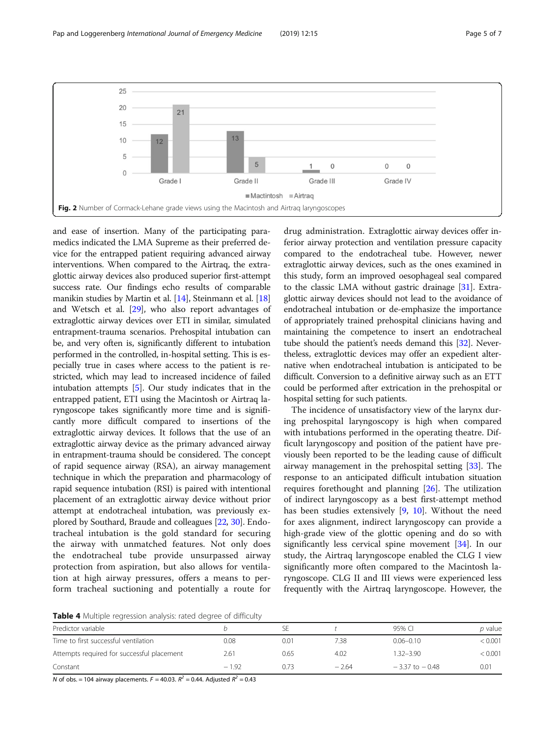25
20
15
10
5
0
12
21
13
5
1
0
0
0
Grade I
Grade II
Grade III
Grade IV
■ Mactintosh ■ Airtraq

**Fig. 2** Number of Cormack-Lehane grade views using the Macintosh and Airtraq laryngoscopes

and ease of insertion. Many of the participating paramedics indicated the LMA Supreme as their preferred device for the entrapped patient requiring advanced airway interventions. When compared to the Airtraq, the extraglottic airway devices also produced superior first-attempt success rate. Our findings echo results of comparable manikin studies by Martin et al. [14], Steinmann et al. [18] and Wetsch et al. [29], who also report advantages of extraglottic airway devices over ETI in similar, simulated entrapment-trauma scenarios. Prehospital intubation can be, and very often is, significantly different to intubation performed in the controlled, in-hospital setting. This is especially true in cases where access to the patient is restricted, which may lead to increased incidence of failed intubation attempts [5]. Our study indicates that in the entrapped patient, ETI using the Macintosh or Airtraq laryngoscope takes significantly more time and is significantly more difficult compared to insertions of the extraglottic airway devices. It follows that the use of an extraglottic airway device as the primary advanced airway in entrapment-trauma should be considered. The concept of rapid sequence airway (RSA), an airway management technique in which the preparation and pharmacology of rapid sequence intubation (RSI) is paired with intentional placement of an extraglottic airway device without prior attempt at endotracheal intubation, was previously explored by Southard, Braude and colleagues [22, 30]. Endotracheal intubation is the gold standard for securing the airway with unmatched features. Not only does the endotracheal tube provide unsurpassed airway protection from aspiration, but also allows for ventilation at high airway pressures, offers a means to perform tracheal suctioning and potentially a route for drug administration. Extraglottic airway devices offer inferior airway protection and ventilation pressure capacity compared to the endotracheal tube. However, newer extraglottic airway devices, such as the ones examined in this study, form an improved oesophageal seal compared to the classic LMA without gastric drainage [31]. Extraglottic airway devices should not lead to the avoidance of endotracheal intubation or de-emphasize the importance of appropriately trained prehospital clinicians having and maintaining the competence to insert an endotracheal tube should the patient's needs demand this [32]. Nevertheless, extraglottic devices may offer an expedient alternative when endotracheal intubation is anticipated to be difficult. Conversion to a definitive airway such as an ETT could be performed after extrication in the prehospital or hospital setting for such patients.

The incidence of unsatisfactory view of the larynx during prehospital laryngoscopy is high when compared with intubations performed in the operating theatre. Difficult laryngoscopy and position of the patient have previously been reported to be the leading cause of difficult airway management in the prehospital setting [33]. The response to an anticipated difficult intubation situation requires forethought and planning [26]. The utilization of indirect laryngoscopy as a best first-attempt method has been studies extensively [9, 10]. Without the need for axes alignment, indirect laryngoscopy can provide a high-grade view of the glottic opening and do so with significantly less cervical spine movement [34]. In our study, the Airtraq laryngoscope enabled the CLG I view significantly more often compared to the Macintosh laryngoscope. CLG II and III views were experienced less frequently with the Airtraq laryngoscope. However, the

**Table 4** Multiple regression analysis: rated degree of difficulty

| Predictor variable | *b* | SE | *t* | 95% CI | *p* value |
|---|---|---|---|---|---|
| Time to first successful ventilation | 0.08 | 0.01 | 7.38 | 0.06–0.10 | < 0.001 |
| Attempts required for successful placement | 2.61 | 0.65 | 4.02 | 1.32–3.90 | < 0.001 |
| Constant | − 1.92 | 0.73 | − 2.64 | − 3.37 to − 0.48 | 0.01 |

*N* of obs. = 104 airway placements. $F = 40.03$. $R^2 = 0.44$. Adjusted $R^2 = 0.43$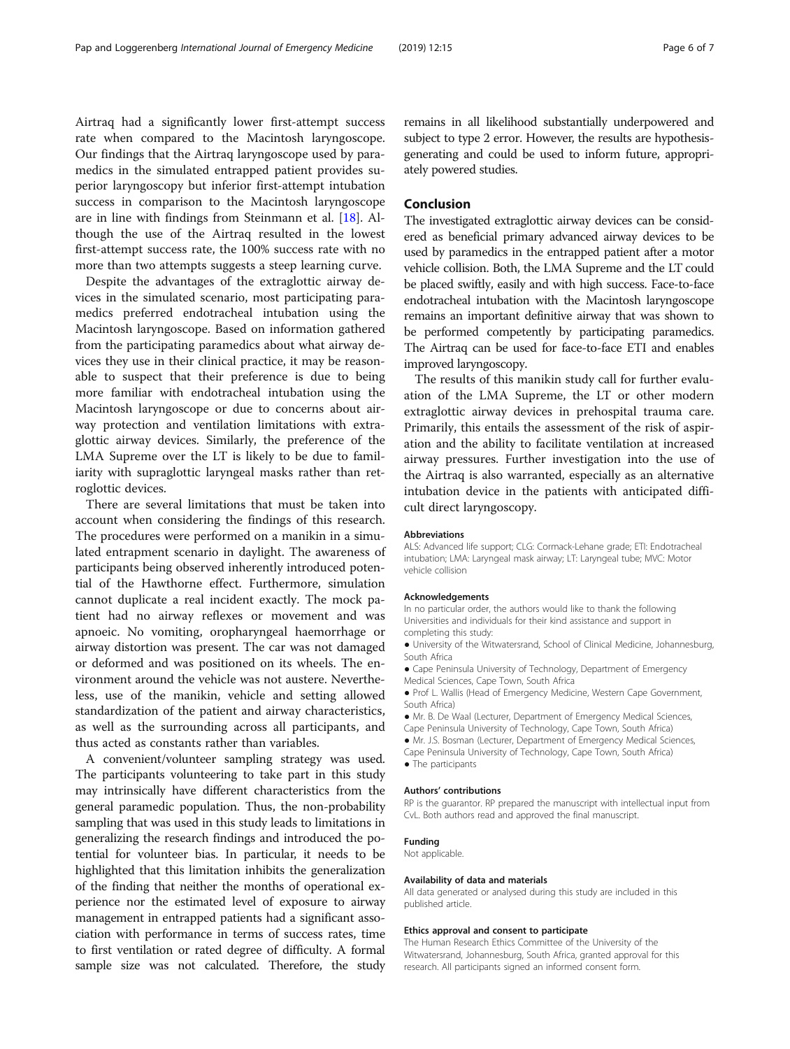Airtraq had a significantly lower first-attempt success rate when compared to the Macintosh laryngoscope. Our findings that the Airtraq laryngoscope used by paramedics in the simulated entrapped patient provides superior laryngoscopy but inferior first-attempt intubation success in comparison to the Macintosh laryngoscope are in line with findings from Steinmann et al. [18]. Although the use of the Airtraq resulted in the lowest first-attempt success rate, the 100% success rate with no more than two attempts suggests a steep learning curve.

Despite the advantages of the extraglottic airway devices in the simulated scenario, most participating paramedics preferred endotracheal intubation using the Macintosh laryngoscope. Based on information gathered from the participating paramedics about what airway devices they use in their clinical practice, it may be reasonable to suspect that their preference is due to being more familiar with endotracheal intubation using the Macintosh laryngoscope or due to concerns about airway protection and ventilation limitations with extraglottic airway devices. Similarly, the preference of the LMA Supreme over the LT is likely to be due to familiarity with supraglottic laryngeal masks rather than retroglottic devices.

There are several limitations that must be taken into account when considering the findings of this research. The procedures were performed on a manikin in a simulated entrapment scenario in daylight. The awareness of participants being observed inherently introduced potential of the Hawthorne effect. Furthermore, simulation cannot duplicate a real incident exactly. The mock patient had no airway reflexes or movement and was apnoeic. No vomiting, oropharyngeal haemorrhage or airway distortion was present. The car was not damaged or deformed and was positioned on its wheels. The environment around the vehicle was not austere. Nevertheless, use of the manikin, vehicle and setting allowed standardization of the patient and airway characteristics, as well as the surrounding across all participants, and thus acted as constants rather than variables.

A convenient/volunteer sampling strategy was used. The participants volunteering to take part in this study may intrinsically have different characteristics from the general paramedic population. Thus, the non-probability sampling that was used in this study leads to limitations in generalizing the research findings and introduced the potential for volunteer bias. In particular, it needs to be highlighted that this limitation inhibits the generalization of the finding that neither the months of operational experience nor the estimated level of exposure to airway management in entrapped patients had a significant association with performance in terms of success rates, time to first ventilation or rated degree of difficulty. A formal sample size was not calculated. Therefore, the study remains in all likelihood substantially underpowered and subject to type 2 error. However, the results are hypothesis-generating and could be used to inform future, appropriately powered studies.

## Conclusion

The investigated extraglottic airway devices can be considered as beneficial primary advanced airway devices to be used by paramedics in the entrapped patient after a motor vehicle collision. Both, the LMA Supreme and the LT could be placed swiftly, easily and with high success. Face-to-face endotracheal intubation with the Macintosh laryngoscope remains an important definitive airway that was shown to be performed competently by participating paramedics. The Airtraq can be used for face-to-face ETI and enables improved laryngoscopy.

The results of this manikin study call for further evaluation of the LMA Supreme, the LT or other modern extraglottic airway devices in prehospital trauma care. Primarily, this entails the assessment of the risk of aspiration and the ability to facilitate ventilation at increased airway pressures. Further investigation into the use of the Airtraq is also warranted, especially as an alternative intubation device in the patients with anticipated difficult direct laryngoscopy.

#### Abbreviations

ALS: Advanced life support; CLG: Cormack-Lehane grade; ETI: Endotracheal intubation; LMA: Laryngeal mask airway; LT: Laryngeal tube; MVC: Motor vehicle collision

#### Acknowledgements

In no particular order, the authors would like to thank the following Universities and individuals for their kind assistance and support in completing this study:

- University of the Witwatersrand, School of Clinical Medicine, Johannesburg, South Africa
- Cape Peninsula University of Technology, Department of Emergency Medical Sciences, Cape Town, South Africa
- Prof L. Wallis (Head of Emergency Medicine, Western Cape Government, South Africa)
- Mr. B. De Waal (Lecturer, Department of Emergency Medical Sciences, Cape Peninsula University of Technology, Cape Town, South Africa)
- Mr. J.S. Bosman (Lecturer, Department of Emergency Medical Sciences, Cape Peninsula University of Technology, Cape Town, South Africa)
- The participants

#### Authors' contributions

RP is the guarantor. RP prepared the manuscript with intellectual input from CvL. Both authors read and approved the final manuscript.

#### Funding

Not applicable.

#### Availability of data and materials

All data generated or analysed during this study are included in this published article.

#### Ethics approval and consent to participate

The Human Research Ethics Committee of the University of the Witwatersrand, Johannesburg, South Africa, granted approval for this research. All participants signed an informed consent form.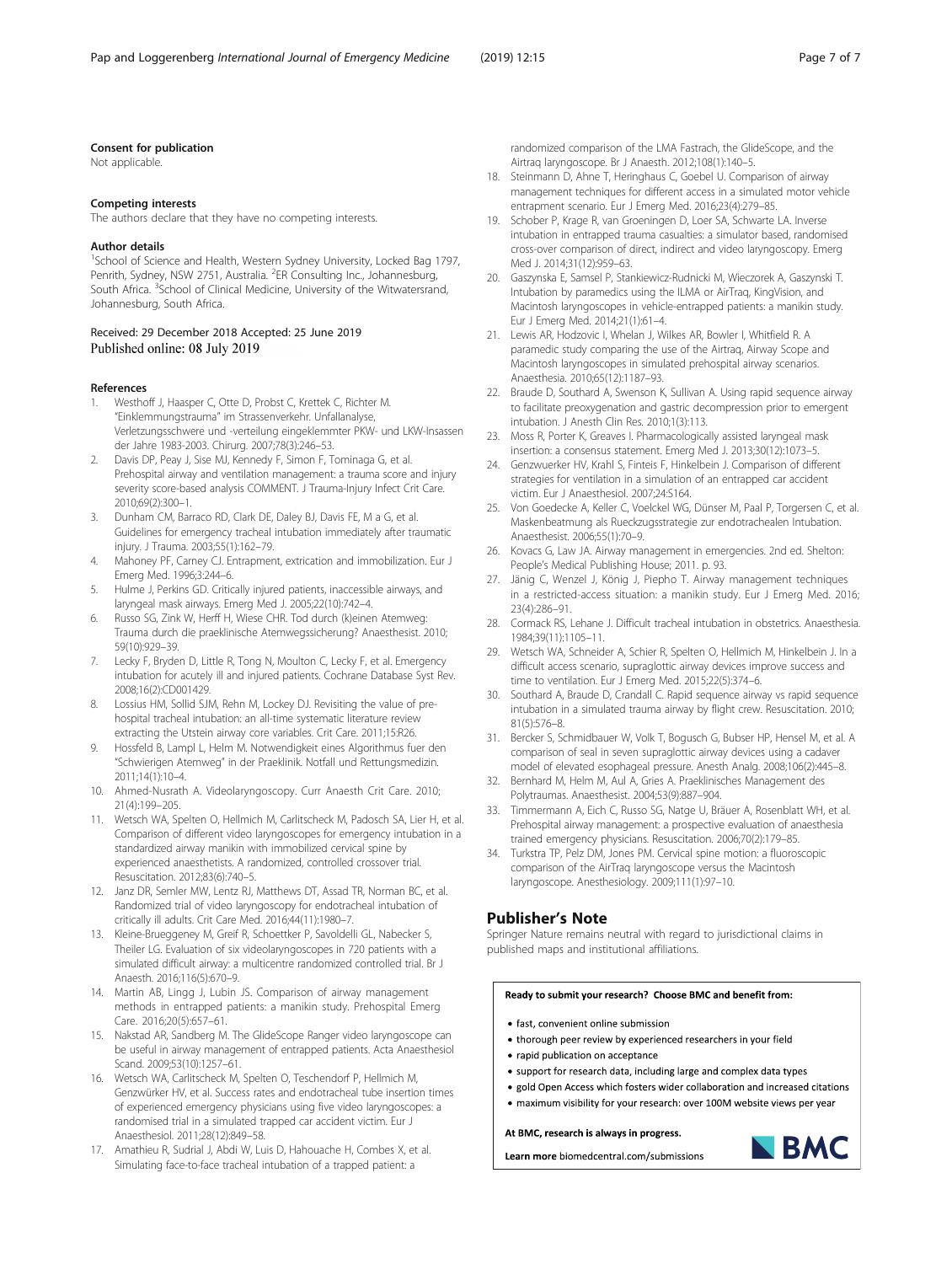### Consent for publication

Not applicable.

### Competing interests

The authors declare that they have no competing interests.

### Author details

[1]School of Science and Health, Western Sydney University, Locked Bag 1797, Penrith, Sydney, NSW 2751, Australia. [2]ER Consulting Inc., Johannesburg, South Africa. [3]School of Clinical Medicine, University of the Witwatersrand, Johannesburg, South Africa.

Received: 29 December 2018 Accepted: 25 June 2019
Published online: 08 July 2019

### References

1. Westhoff J, Haasper C, Otte D, Probst C, Krettek C, Richter M. "Einklemmungstrauma" im Strassenverkehr. Unfallanalyse, Verletzungsschwere und -verteilung eingeklemmter PKW- und LKW-Insassen der Jahre 1983-2003. Chirurg. 2007;78(3):246–53.
2. Davis DP, Peay J, Sise MJ, Kennedy F, Simon F, Tominaga G, et al. Prehospital airway and ventilation management: a trauma score and injury severity score-based analysis COMMENT. J Trauma-Injury Infect Crit Care. 2010;69(2):300–1.
3. Dunham CM, Barraco RD, Clark DE, Daley BJ, Davis FE, M a G, et al. Guidelines for emergency tracheal intubation immediately after traumatic injury. J Trauma. 2003;55(1):162–79.
4. Mahoney PF, Carney CJ. Entrapment, extrication and immobilization. Eur J Emerg Med. 1996;3:244–6.
5. Hulme J, Perkins GD. Critically injured patients, inaccessible airways, and laryngeal mask airways. Emerg Med J. 2005;22(10):742–4.
6. Russo SG, Zink W, Herff H, Wiese CHR. Tod durch (k)einen Atemweg: Trauma durch die praeklinische Atemwegssicherung? Anaesthesist. 2010; 59(10):929–39.
7. Lecky F, Bryden D, Little R, Tong N, Moulton C, Lecky F, et al. Emergency intubation for acutely ill and injured patients. Cochrane Database Syst Rev. 2008;16(2):CD001429.
8. Lossius HM, Sollid SJM, Rehn M, Lockey DJ. Revisiting the value of pre-hospital tracheal intubation: an all-time systematic literature review extracting the Utstein airway core variables. Crit Care. 2011;15:R26.
9. Hossfeld B, Lampl L, Helm M. Notwendigkeit eines Algorithmus fuer den "Schwierigen Atemweg" in der Praeklinik. Notfall und Rettungsmedizin. 2011;14(1):10–4.
10. Ahmed-Nusrath A. Videolaryngoscopy. Curr Anaesth Crit Care. 2010; 21(4):199–205.
11. Wetsch WA, Spelten O, Hellmich M, Carlitscheck M, Padosch SA, Lier H, et al. Comparison of different video laryngoscopes for emergency intubation in a standardized airway manikin with immobilized cervical spine by experienced anaesthetists. A randomized, controlled crossover trial. Resuscitation. 2012;83(6):740–5.
12. Janz DR, Semler MW, Lentz RJ, Matthews DT, Assad TR, Norman BC, et al. Randomized trial of video laryngoscopy for endotracheal intubation of critically ill adults. Crit Care Med. 2016;44(11):1980–7.
13. Kleine-Brueggeney M, Greif R, Schoettker P, Savoldelli GL, Nabecker S, Theiler LG. Evaluation of six videolaryngoscopes in 720 patients with a simulated difficult airway: a multicentre randomized controlled trial. Br J Anaesth. 2016;116(5):670–9.
14. Martin AB, Lingg J, Lubin JS. Comparison of airway management methods in entrapped patients: a manikin study. Prehospital Emerg Care. 2016;20(5):657–61.
15. Nakstad AR, Sandberg M. The GlideScope Ranger video laryngoscope can be useful in airway management of entrapped patients. Acta Anaesthesiol Scand. 2009;53(10):1257–61.
16. Wetsch WA, Carlitscheck M, Spelten O, Teschendorf P, Hellmich M, Genzwürker HV, et al. Success rates and endotracheal tube insertion times of experienced emergency physicians using five video laryngoscopes: a randomised trial in a simulated trapped car accident victim. Eur J Anaesthesiol. 2011;28(12):849–58.
17. Amathieu R, Sudrial J, Abdi W, Luis D, Hahouache H, Combes X, et al. Simulating face-to-face tracheal intubation of a trapped patient: a randomized comparison of the LMA Fastrach, the GlideScope, and the Airtraq laryngoscope. Br J Anaesth. 2012;108(1):140–5.
18. Steinmann D, Ahne T, Heringhaus C, Goebel U. Comparison of airway management techniques for different access in a simulated motor vehicle entrapment scenario. Eur J Emerg Med. 2016;23(4):279–85.
19. Schober P, Krage R, van Groeningen D, Loer SA, Schwarte LA. Inverse intubation in entrapped trauma casualties: a simulator based, randomised cross-over comparison of direct, indirect and video laryngoscopy. Emerg Med J. 2014;31(12):959–63.
20. Gaszynska E, Samsel P, Stankiewicz-Rudnicki M, Wieczorek A, Gaszynski T. Intubation by paramedics using the ILMA or AirTraq, KingVision, and Macintosh laryngoscopes in vehicle-entrapped patients: a manikin study. Eur J Emerg Med. 2014;21(1):61–4.
21. Lewis AR, Hodzovic I, Whelan J, Wilkes AR, Bowler I, Whitfield R. A paramedic study comparing the use of the Airtraq, Airway Scope and Macintosh laryngoscopes in simulated prehospital airway scenarios. Anaesthesia. 2010;65(12):1187–93.
22. Braude D, Southard A, Swenson K, Sullivan A. Using rapid sequence airway to facilitate preoxygenation and gastric decompression prior to emergent intubation. J Anesth Clin Res. 2010;1(3):113.
23. Moss R, Porter K, Greaves I. Pharmacologically assisted laryngeal mask insertion: a consensus statement. Emerg Med J. 2013;30(12):1073–5.
24. Genzwuerker HV, Krahl S, Finteis F, Hinkelbein J. Comparison of different strategies for ventilation in a simulation of an entrapped car accident victim. Eur J Anaesthesiol. 2007;24:S164.
25. Von Goedecke A, Keller C, Voelckel WG, Dünser M, Paal P, Torgersen C, et al. Maskenbeatmung als Rueckzugsstrategie zur endotrachealen Intubation. Anaesthesist. 2006;55(1):70–9.
26. Kovacs G, Law JA. Airway management in emergencies. 2nd ed. Shelton: People's Medical Publishing House; 2011. p. 93.
27. Jänig C, Wenzel J, König J, Piepho T. Airway management techniques in a restricted-access situation: a manikin study. Eur J Emerg Med. 2016; 23(4):286–91.
28. Cormack RS, Lehane J. Difficult tracheal intubation in obstetrics. Anaesthesia. 1984;39(11):1105–11.
29. Wetsch WA, Schneider A, Schier R, Spelten O, Hellmich M, Hinkelbein J. In a difficult access scenario, supraglottic airway devices improve success and time to ventilation. Eur J Emerg Med. 2015;22(5):374–6.
30. Southard A, Braude D, Crandall C. Rapid sequence airway vs rapid sequence intubation in a simulated trauma airway by flight crew. Resuscitation. 2010; 81(5):576–8.
31. Bercker S, Schmidbauer W, Volk T, Bogusch G, Bubser HP, Hensel M, et al. A comparison of seal in seven supraglottic airway devices using a cadaver model of elevated esophageal pressure. Anesth Analg. 2008;106(2):445–8.
32. Bernhard M, Helm M, Aul A, Gries A. Praeklinisches Management des Polytraumas. Anaesthesist. 2004;53(9):887–904.
33. Timmermann A, Eich C, Russo SG, Natge U, Bräuer A, Rosenblatt WH, et al. Prehospital airway management: a prospective evaluation of anaesthesia trained emergency physicians. Resuscitation. 2006;70(2):179–85.
34. Turkstra TP, Pelz DM, Jones PM. Cervical spine motion: a fluoroscopic comparison of the AirTraq laryngoscope versus the Macintosh laryngoscope. Anesthesiology. 2009;111(1):97–10.

## Publisher's Note

Springer Nature remains neutral with regard to jurisdictional claims in published maps and institutional affiliations.

**Ready to submit your research? Choose BMC and benefit from:**

- fast, convenient online submission
- thorough peer review by experienced researchers in your field
- rapid publication on acceptance
- support for research data, including large and complex data types
- gold Open Access which fosters wider collaboration and increased citations
- maximum visibility for your research: over 100M website views per year

**At BMC, research is always in progress.**

**Learn more** biomedcentral.com/submissions

BMC